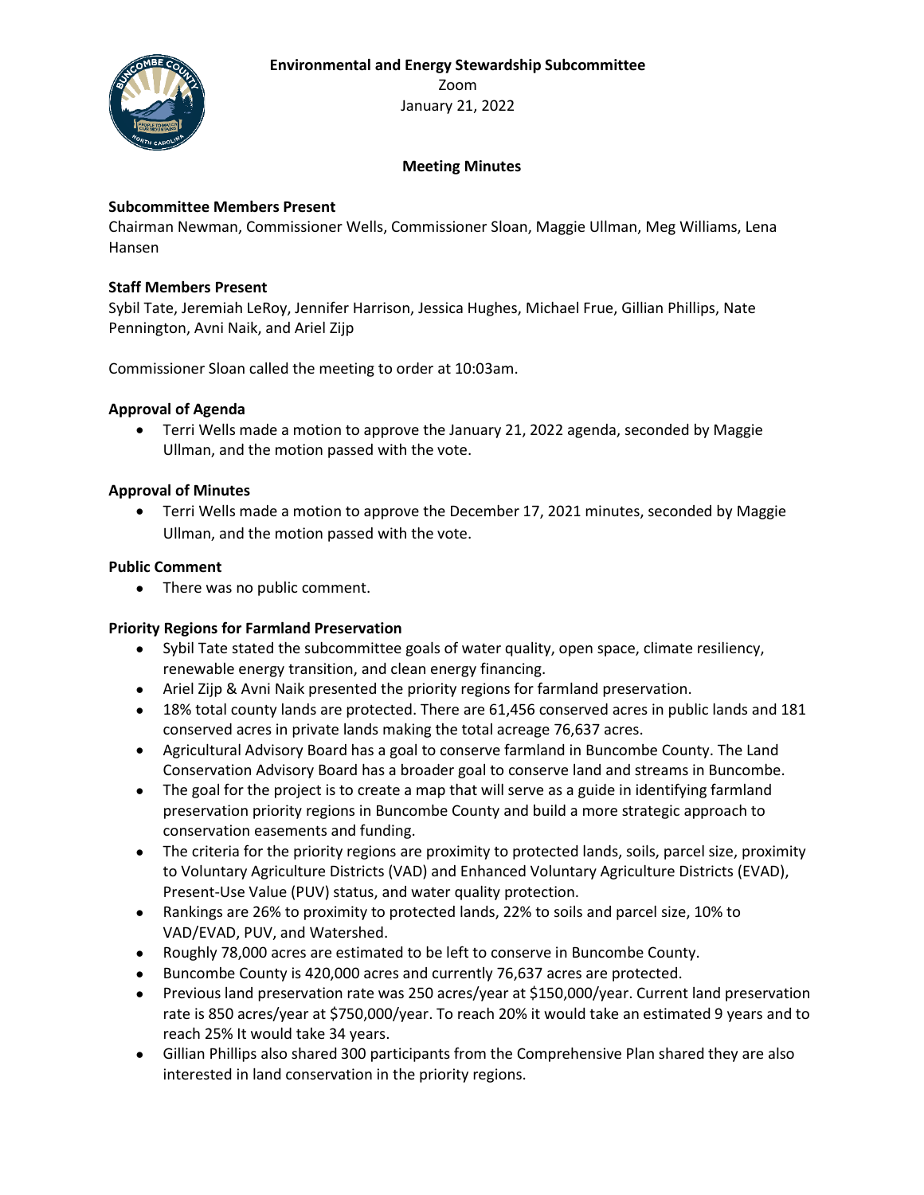**Environmental and Energy Stewardship Subcommittee**

Zoom

January 21, 2022

**Meeting Minutes**

**Subcommittee Members Present**

Chairman Newman, Commissioner Wells, Commissioner Sloan, Maggie Ullman, Meg Williams, Lena Hansen

**Staff Members Present**

Sybil Tate, Jeremiah LeRoy, Jennifer Harrison, Jessica Hughes, Michael Frue, Gillian Phillips, Nate Pennington, Avni Naik, and Ariel Zijp

Commissioner Sloan called the meeting to order at 10:03am.

**Approval of Agenda**

- Terri Wells made a motion to approve the January 21, 2022 agenda, seconded by Maggie Ullman, and the motion passed with the vote.

**Approval of Minutes**

- Terri Wells made a motion to approve the December 17, 2021 minutes, seconded by Maggie Ullman, and the motion passed with the vote.

**Public Comment**

- There was no public comment.

**Priority Regions for Farmland Preservation**

- Sybil Tate stated the subcommittee goals of water quality, open space, climate resiliency, renewable energy transition, and clean energy financing.
- Ariel Zijp & Avni Naik presented the priority regions for farmland preservation.
- 18% total county lands are protected. There are 61,456 conserved acres in public lands and 181 conserved acres in private lands making the total acreage 76,637 acres.
- Agricultural Advisory Board has a goal to conserve farmland in Buncombe County. The Land Conservation Advisory Board has a broader goal to conserve land and streams in Buncombe.
- The goal for the project is to create a map that will serve as a guide in identifying farmland preservation priority regions in Buncombe County and build a more strategic approach to conservation easements and funding.
- The criteria for the priority regions are proximity to protected lands, soils, parcel size, proximity to Voluntary Agriculture Districts (VAD) and Enhanced Voluntary Agriculture Districts (EVAD), Present-Use Value (PUV) status, and water quality protection.
- Rankings are 26% to proximity to protected lands, 22% to soils and parcel size, 10% to VAD/EVAD, PUV, and Watershed.
- Roughly 78,000 acres are estimated to be left to conserve in Buncombe County.
- Buncombe County is 420,000 acres and currently 76,637 acres are protected.
- Previous land preservation rate was 250 acres/year at $150,000/year. Current land preservation rate is 850 acres/year at $750,000/year. To reach 20% it would take an estimated 9 years and to reach 25% It would take 34 years.
- Gillian Phillips also shared 300 participants from the Comprehensive Plan shared they are also interested in land conservation in the priority regions.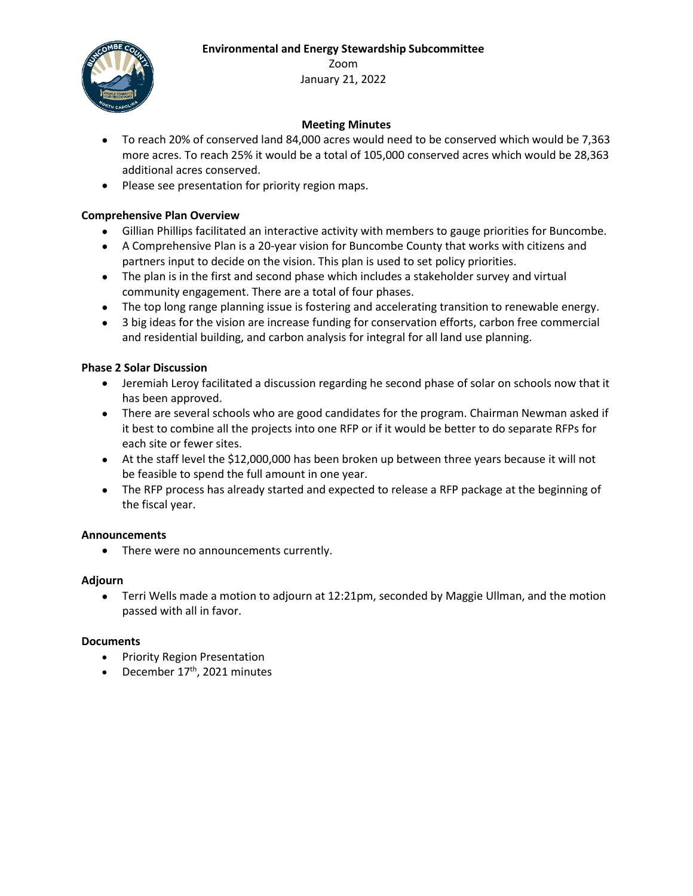**Environmental and Energy Stewardship Subcommittee**
Zoom
January 21, 2022

**Meeting Minutes**

- To reach 20% of conserved land 84,000 acres would need to be conserved which would be 7,363 more acres. To reach 25% it would be a total of 105,000 conserved acres which would be 28,363 additional acres conserved.
- Please see presentation for priority region maps.

**Comprehensive Plan Overview**

- Gillian Phillips facilitated an interactive activity with members to gauge priorities for Buncombe.
- A Comprehensive Plan is a 20-year vision for Buncombe County that works with citizens and partners input to decide on the vision. This plan is used to set policy priorities.
- The plan is in the first and second phase which includes a stakeholder survey and virtual community engagement. There are a total of four phases.
- The top long range planning issue is fostering and accelerating transition to renewable energy.
- 3 big ideas for the vision are increase funding for conservation efforts, carbon free commercial and residential building, and carbon analysis for integral for all land use planning.

**Phase 2 Solar Discussion**

- Jeremiah Leroy facilitated a discussion regarding he second phase of solar on schools now that it has been approved.
- There are several schools who are good candidates for the program. Chairman Newman asked if it best to combine all the projects into one RFP or if it would be better to do separate RFPs for each site or fewer sites.
- At the staff level the $12,000,000 has been broken up between three years because it will not be feasible to spend the full amount in one year.
- The RFP process has already started and expected to release a RFP package at the beginning of the fiscal year.

**Announcements**

- There were no announcements currently.

**Adjourn**

- Terri Wells made a motion to adjourn at 12:21pm, seconded by Maggie Ullman, and the motion passed with all in favor.

**Documents**

- Priority Region Presentation
- December 17th, 2021 minutes